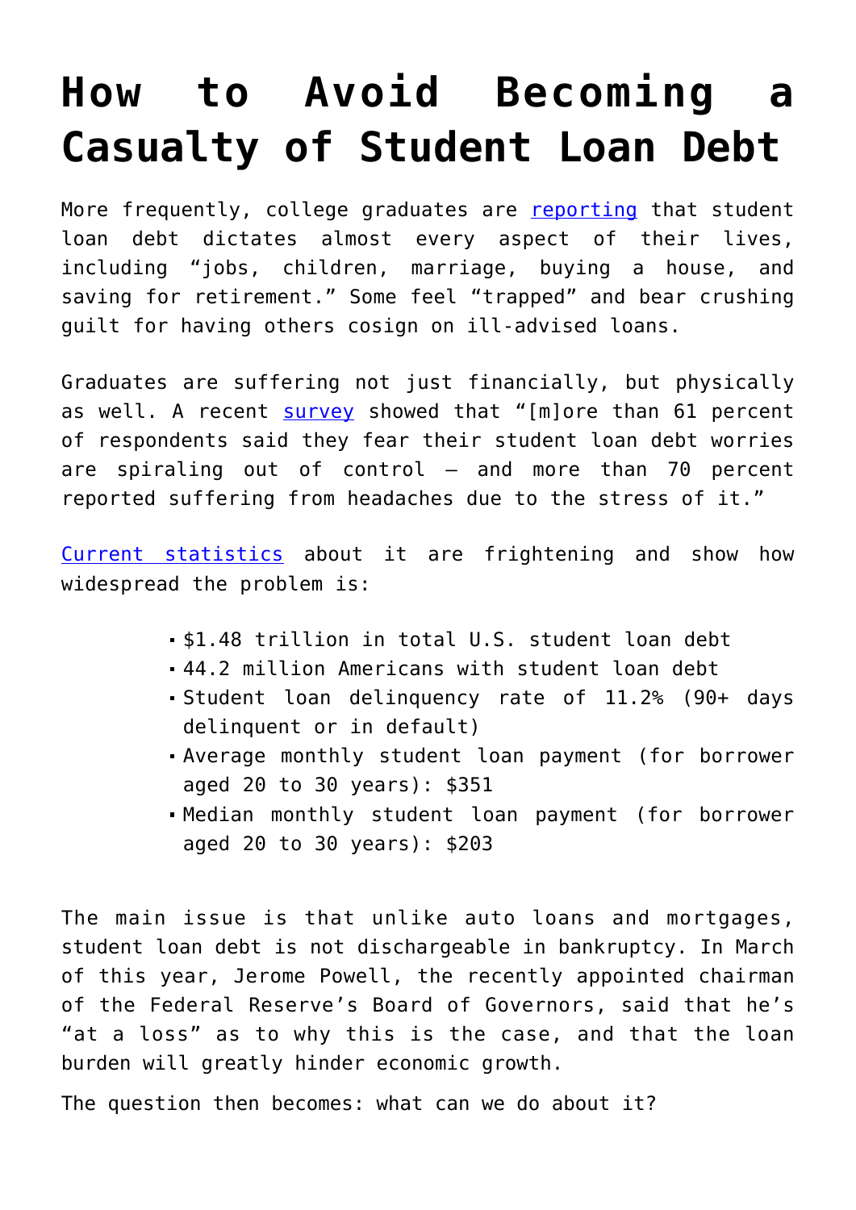# How to Avoid Becoming a Casualty of Student Loan Debt

More frequently, college graduates are [reporting](#) that student loan debt dictates almost every aspect of their lives, including "jobs, children, marriage, buying a house, and saving for retirement." Some feel "trapped" and bear crushing guilt for having others cosign on ill-advised loans.

Graduates are suffering not just financially, but physically as well. A recent [survey](#) showed that "[m]ore than 61 percent of respondents said they fear their student loan debt worries are spiraling out of control – and more than 70 percent reported suffering from headaches due to the stress of it."

[Current statistics](#) about it are frightening and show how widespread the problem is:

- $1.48 trillion in total U.S. student loan debt
- 44.2 million Americans with student loan debt
- Student loan delinquency rate of 11.2% (90+ days delinquent or in default)
- Average monthly student loan payment (for borrower aged 20 to 30 years): $351
- Median monthly student loan payment (for borrower aged 20 to 30 years): $203

The main issue is that unlike auto loans and mortgages, student loan debt is not dischargeable in bankruptcy. In March of this year, Jerome Powell, the recently appointed chairman of the Federal Reserve's Board of Governors, said that he's "at a loss" as to why this is the case, and that the loan burden will greatly hinder economic growth.

The question then becomes: what can we do about it?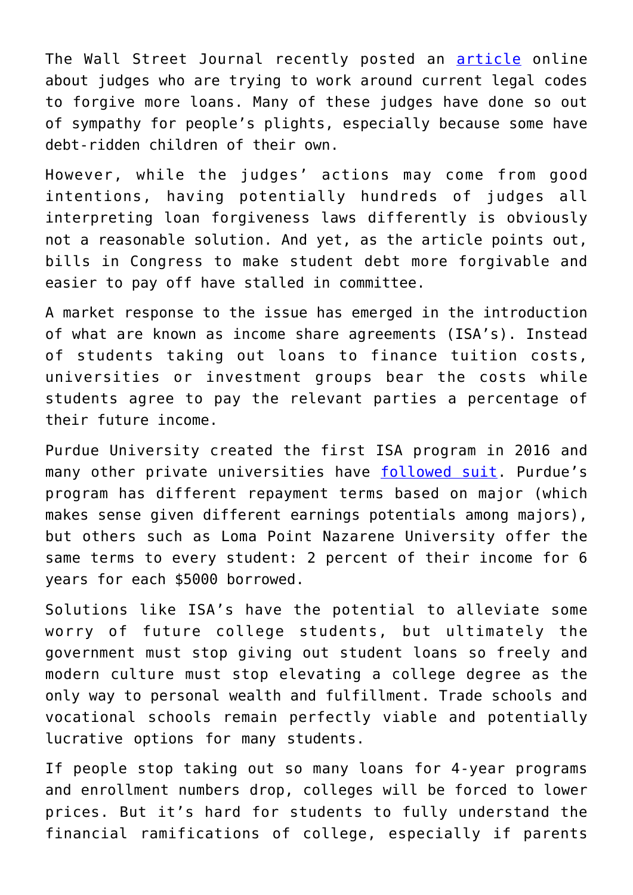The Wall Street Journal recently posted an article online about judges who are trying to work around current legal codes to forgive more loans. Many of these judges have done so out of sympathy for people's plights, especially because some have debt-ridden children of their own.

However, while the judges' actions may come from good intentions, having potentially hundreds of judges all interpreting loan forgiveness laws differently is obviously not a reasonable solution. And yet, as the article points out, bills in Congress to make student debt more forgivable and easier to pay off have stalled in committee.

A market response to the issue has emerged in the introduction of what are known as income share agreements (ISA's). Instead of students taking out loans to finance tuition costs, universities or investment groups bear the costs while students agree to pay the relevant parties a percentage of their future income.

Purdue University created the first ISA program in 2016 and many other private universities have followed suit. Purdue's program has different repayment terms based on major (which makes sense given different earnings potentials among majors), but others such as Loma Point Nazarene University offer the same terms to every student: 2 percent of their income for 6 years for each $5000 borrowed.

Solutions like ISA's have the potential to alleviate some worry of future college students, but ultimately the government must stop giving out student loans so freely and modern culture must stop elevating a college degree as the only way to personal wealth and fulfillment. Trade schools and vocational schools remain perfectly viable and potentially lucrative options for many students.

If people stop taking out so many loans for 4-year programs and enrollment numbers drop, colleges will be forced to lower prices. But it's hard for students to fully understand the financial ramifications of college, especially if parents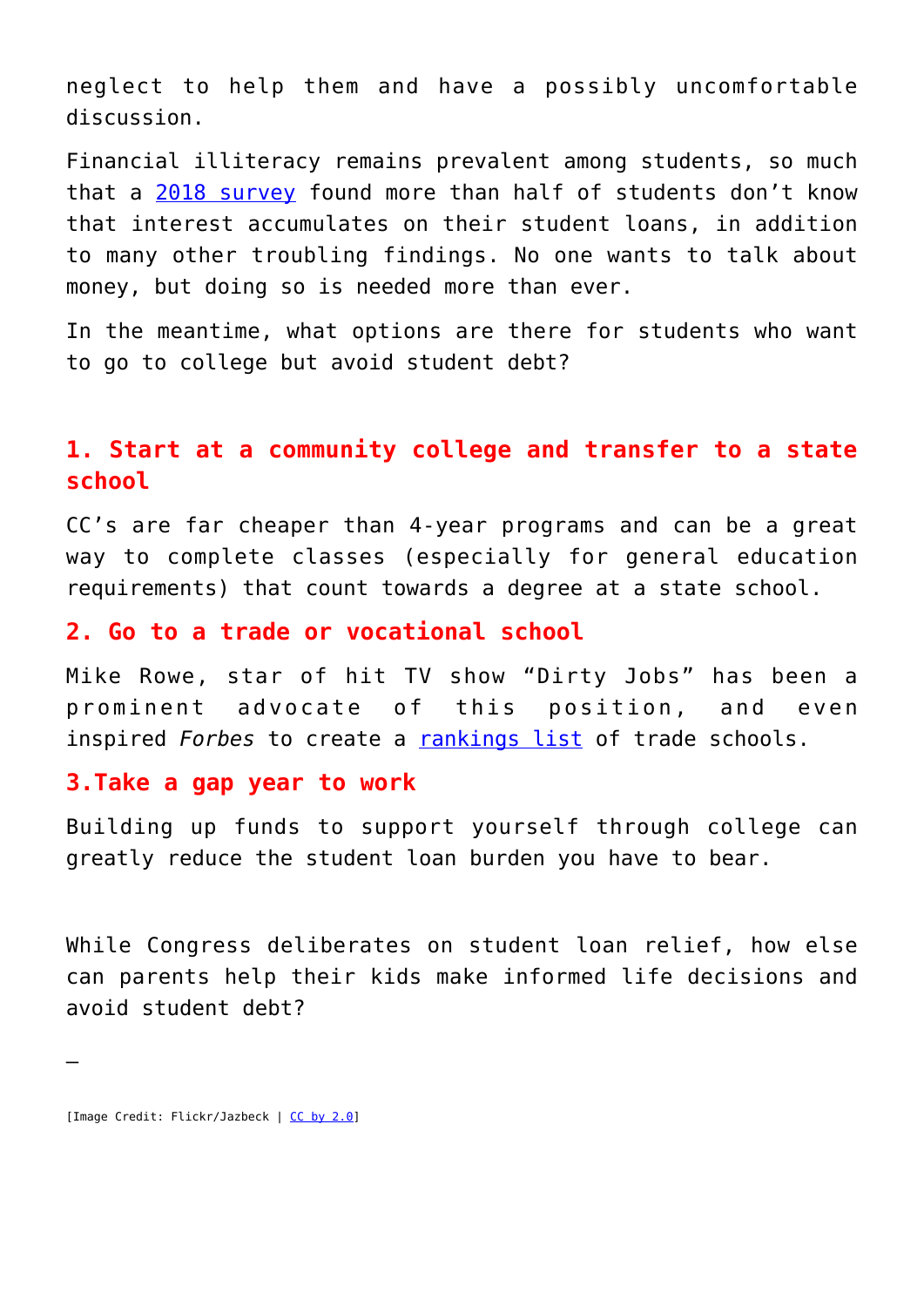neglect to help them and have a possibly uncomfortable discussion.

Financial illiteracy remains prevalent among students, so much that a [2018 survey](#) found more than half of students don't know that interest accumulates on their student loans, in addition to many other troubling findings. No one wants to talk about money, but doing so is needed more than ever.

In the meantime, what options are there for students who want to go to college but avoid student debt?

### 1. Start at a community college and transfer to a state school

CC's are far cheaper than 4-year programs and can be a great way to complete classes (especially for general education requirements) that count towards a degree at a state school.

### 2. Go to a trade or vocational school

Mike Rowe, star of hit TV show "Dirty Jobs" has been a prominent advocate of this position, and even inspired *Forbes* to create a [rankings list](#) of trade schools.

### 3.Take a gap year to work

Building up funds to support yourself through college can greatly reduce the student loan burden you have to bear.

While Congress deliberates on student loan relief, how else can parents help their kids make informed life decisions and avoid student debt?

—

[Image Credit: Flickr/Jazbeck | [CC by 2.0](#)]